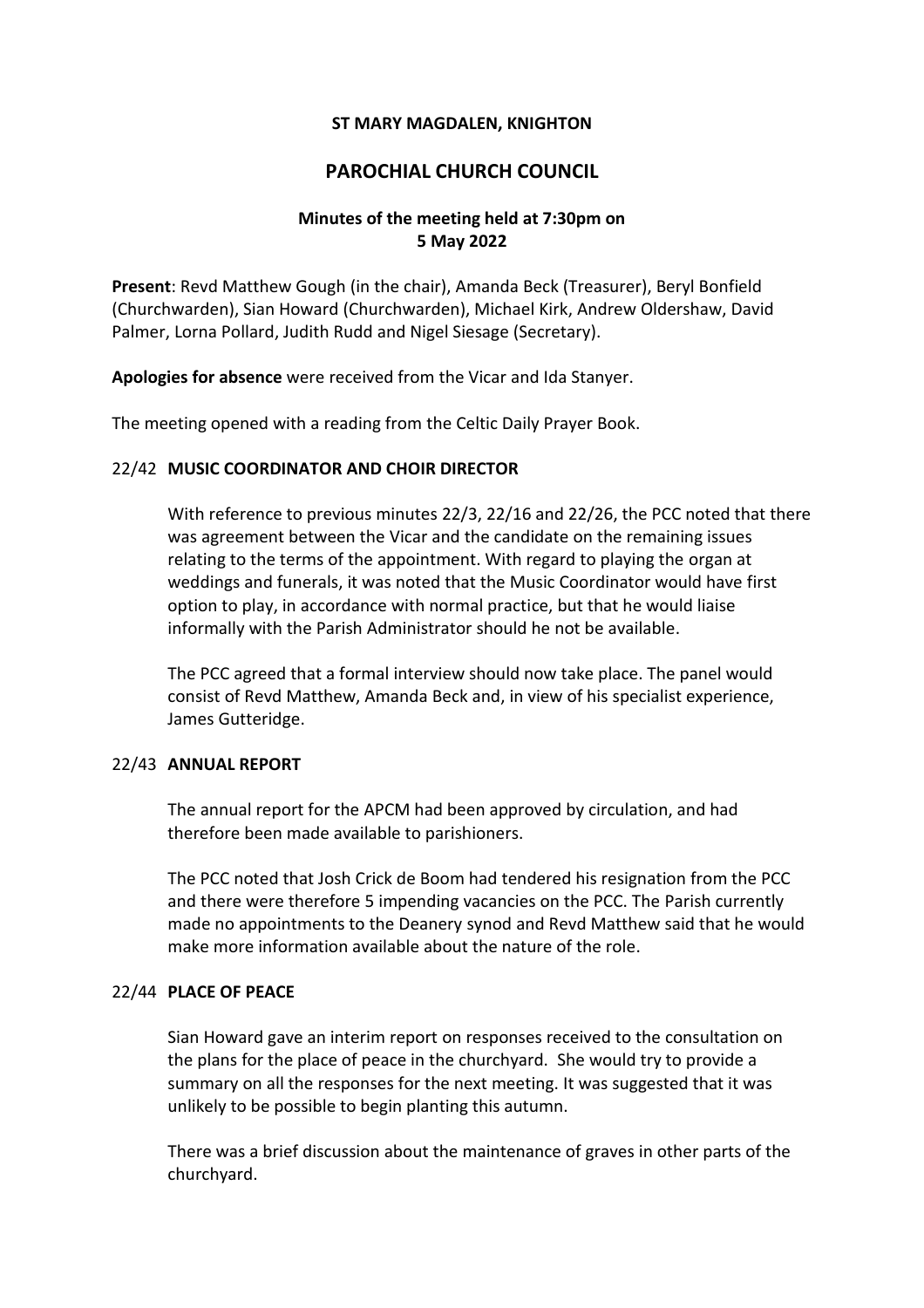**ST MARY MAGDALEN, KNIGHTON**

# PAROCHIAL CHURCH COUNCIL

**Minutes of the meeting held at 7:30pm on 5 May 2022**

**Present**: Revd Matthew Gough (in the chair), Amanda Beck (Treasurer), Beryl Bonfield (Churchwarden), Sian Howard (Churchwarden), Michael Kirk, Andrew Oldershaw, David Palmer, Lorna Pollard, Judith Rudd and Nigel Siesage (Secretary).

**Apologies for absence** were received from the Vicar and Ida Stanyer.

The meeting opened with a reading from the Celtic Daily Prayer Book.

## 22/42 MUSIC COORDINATOR AND CHOIR DIRECTOR

With reference to previous minutes 22/3, 22/16 and 22/26, the PCC noted that there was agreement between the Vicar and the candidate on the remaining issues relating to the terms of the appointment. With regard to playing the organ at weddings and funerals, it was noted that the Music Coordinator would have first option to play, in accordance with normal practice, but that he would liaise informally with the Parish Administrator should he not be available.

The PCC agreed that a formal interview should now take place. The panel would consist of Revd Matthew, Amanda Beck and, in view of his specialist experience, James Gutteridge.

## 22/43 ANNUAL REPORT

The annual report for the APCM had been approved by circulation, and had therefore been made available to parishioners.

The PCC noted that Josh Crick de Boom had tendered his resignation from the PCC and there were therefore 5 impending vacancies on the PCC. The Parish currently made no appointments to the Deanery synod and Revd Matthew said that he would make more information available about the nature of the role.

## 22/44 PLACE OF PEACE

Sian Howard gave an interim report on responses received to the consultation on the plans for the place of peace in the churchyard. She would try to provide a summary on all the responses for the next meeting. It was suggested that it was unlikely to be possible to begin planting this autumn.

There was a brief discussion about the maintenance of graves in other parts of the churchyard.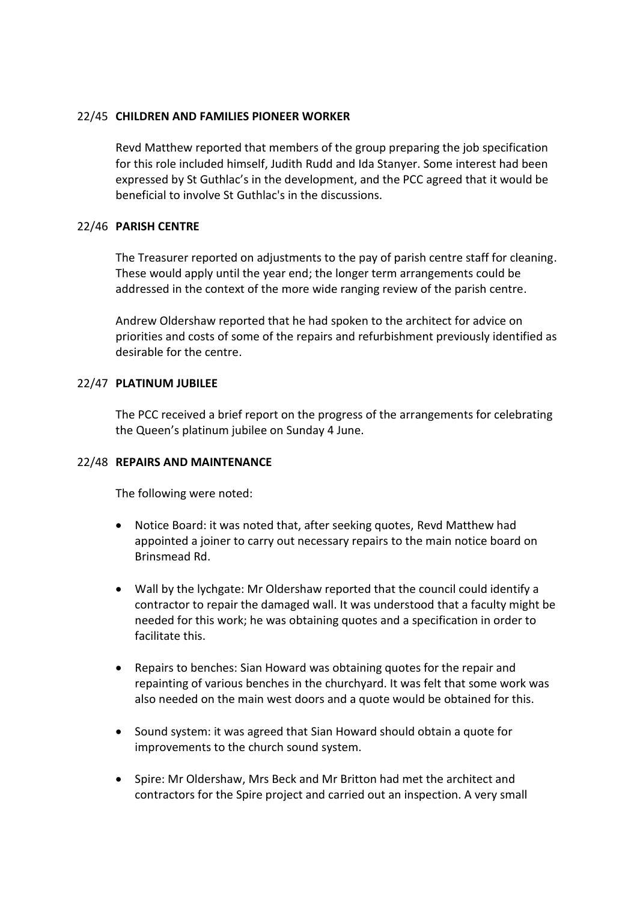## 22/45 CHILDREN AND FAMILIES PIONEER WORKER

Revd Matthew reported that members of the group preparing the job specification for this role included himself, Judith Rudd and Ida Stanyer. Some interest had been expressed by St Guthlac's in the development, and the PCC agreed that it would be beneficial to involve St Guthlac's in the discussions.

## 22/46 PARISH CENTRE

The Treasurer reported on adjustments to the pay of parish centre staff for cleaning. These would apply until the year end; the longer term arrangements could be addressed in the context of the more wide ranging review of the parish centre.

Andrew Oldershaw reported that he had spoken to the architect for advice on priorities and costs of some of the repairs and refurbishment previously identified as desirable for the centre.

## 22/47 PLATINUM JUBILEE

The PCC received a brief report on the progress of the arrangements for celebrating the Queen's platinum jubilee on Sunday 4 June.

## 22/48 REPAIRS AND MAINTENANCE

The following were noted:

- Notice Board: it was noted that, after seeking quotes, Revd Matthew had appointed a joiner to carry out necessary repairs to the main notice board on Brinsmead Rd.
- Wall by the lychgate: Mr Oldershaw reported that the council could identify a contractor to repair the damaged wall. It was understood that a faculty might be needed for this work; he was obtaining quotes and a specification in order to facilitate this.
- Repairs to benches: Sian Howard was obtaining quotes for the repair and repainting of various benches in the churchyard. It was felt that some work was also needed on the main west doors and a quote would be obtained for this.
- Sound system: it was agreed that Sian Howard should obtain a quote for improvements to the church sound system.
- Spire: Mr Oldershaw, Mrs Beck and Mr Britton had met the architect and contractors for the Spire project and carried out an inspection. A very small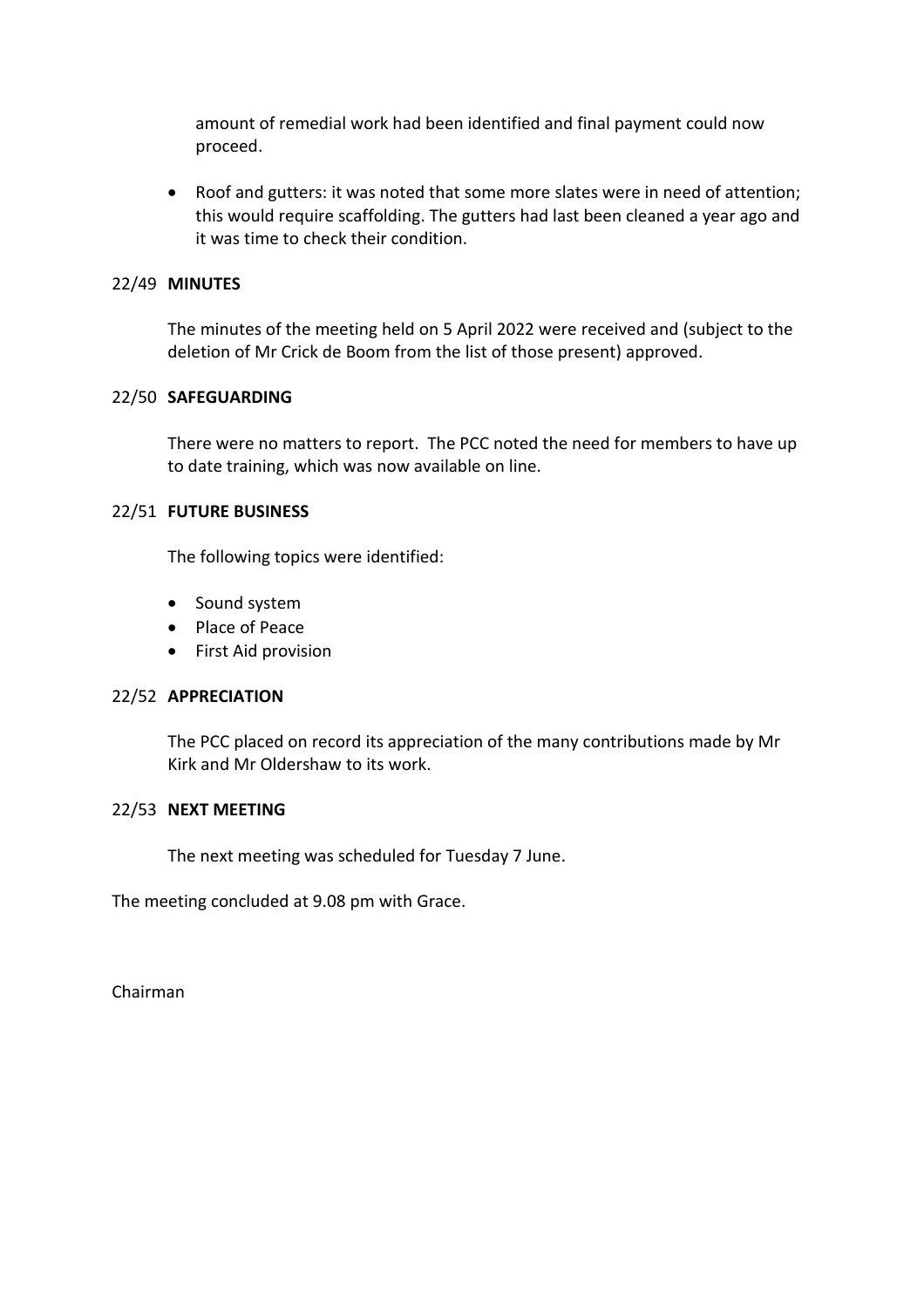amount of remedial work had been identified and final payment could now proceed.

- Roof and gutters: it was noted that some more slates were in need of attention; this would require scaffolding. The gutters had last been cleaned a year ago and it was time to check their condition.

22/49 **MINUTES**

The minutes of the meeting held on 5 April 2022 were received and (subject to the deletion of Mr Crick de Boom from the list of those present) approved.

22/50 **SAFEGUARDING**

There were no matters to report. The PCC noted the need for members to have up to date training, which was now available on line.

22/51 **FUTURE BUSINESS**

The following topics were identified:

- Sound system
- Place of Peace
- First Aid provision

22/52 **APPRECIATION**

The PCC placed on record its appreciation of the many contributions made by Mr Kirk and Mr Oldershaw to its work.

22/53 **NEXT MEETING**

The next meeting was scheduled for Tuesday 7 June.

The meeting concluded at 9.08 pm with Grace.

Chairman